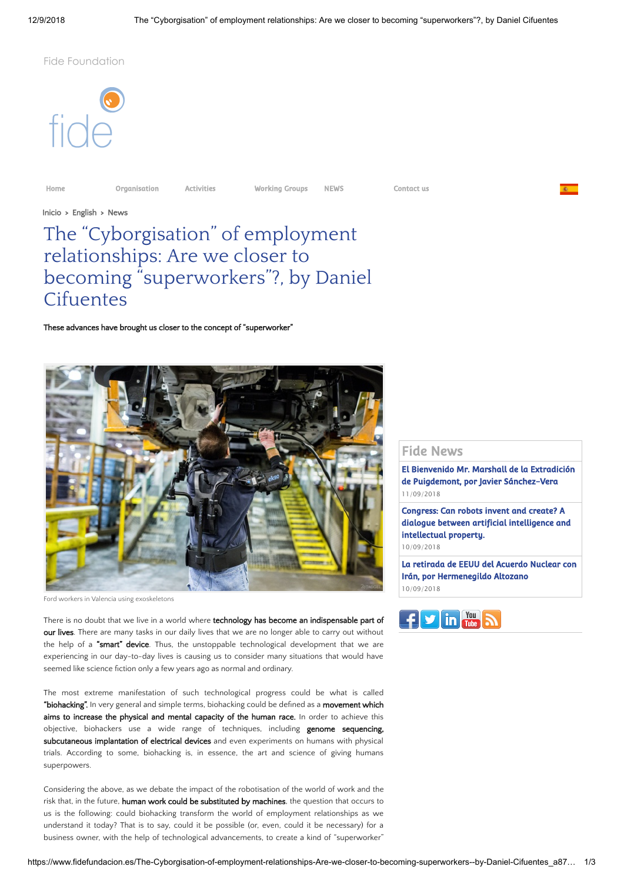Fide Foundation

Home | Organisation | Activities | Working Groups | NEWS | Contact us

Inicio > English > News

# The “Cyborgisation” of employment relationships: Are we closer to becoming “superworkers”?, by Daniel Cifuentes

**These advances have brought us closer to the concept of "superworker"**

Ford workers in Valencia using exoskeletons

There is no doubt that we live in a world where **technology has become an indispensable part of our lives**. There are many tasks in our daily lives that we are no longer able to carry out without the help of a **"smart" device**. Thus, the unstoppable technological development that we are experiencing in our day-to-day lives is causing us to consider many situations that would have seemed like science fiction only a few years ago as normal and ordinary.

The most extreme manifestation of such technological progress could be what is called **"biohacking"**. In very general and simple terms, biohacking could be defined as a **movement which aims to increase the physical and mental capacity of the human race.** In order to achieve this objective, biohackers use a wide range of techniques, including **genome sequencing, subcutaneous implantation of electrical devices** and even experiments on humans with physical trials. According to some, biohacking is, in essence, the art and science of giving humans superpowers.

Considering the above, as we debate the impact of the robotisation of the world of work and the risk that, in the future, **human work could be substituted by machines**, the question that occurs to us is the following: could biohacking transform the world of employment relationships as we understand it today? That is to say, could it be possible (or, even, could it be necessary) for a business owner, with the help of technological advancements, to create a kind of "superworker"

## Fide News

**El Bienvenido Mr. Marshall de la Extradición de Puigdemont, por Javier Sánchez-Vera**
11/09/2018

**Congress: Can robots invent and create? A dialogue between artificial intelligence and intellectual property.**
10/09/2018

**La retirada de EEUU del Acuerdo Nuclear con Irán, por Hermenegildo Altozano**
10/09/2018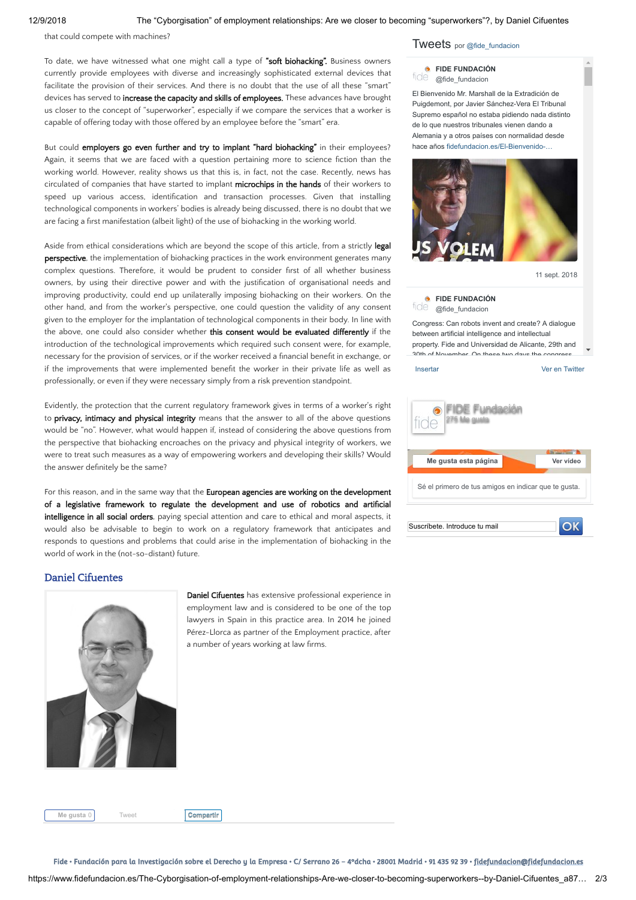that could compete with machines?

To date, we have witnessed what one might call a type of **"soft biohacking"**. Business owners currently provide employees with diverse and increasingly sophisticated external devices that facilitate the provision of their services. And there is no doubt that the use of all these "smart" devices has served to **increase the capacity and skills of employees.** These advances have brought us closer to the concept of "superworker", especially if we compare the services that a worker is capable of offering today with those offered by an employee before the "smart" era.

But could **employers go even further and try to implant "hard biohacking"** in their employees? Again, it seems that we are faced with a question pertaining more to science fiction than the working world. However, reality shows us that this is, in fact, not the case. Recently, news has circulated of companies that have started to implant **microchips in the hands** of their workers to speed up various access, identification and transaction processes. Given that installing technological components in workers' bodies is already being discussed, there is no doubt that we are facing a first manifestation (albeit light) of the use of biohacking in the working world.

Aside from ethical considerations which are beyond the scope of this article, from a strictly **legal perspective**, the implementation of biohacking practices in the work environment generates many complex questions. Therefore, it would be prudent to consider first of all whether business owners, by using their directive power and with the justification of organisational needs and improving productivity, could end up unilaterally imposing biohacking on their workers. On the other hand, and from the worker's perspective, one could question the validity of any consent given to the employer for the implantation of technological components in their body. In line with the above, one could also consider whether **this consent would be evaluated differently** if the introduction of the technological improvements which required such consent were, for example, necessary for the provision of services, or if the worker received a financial benefit in exchange, or if the improvements that were implemented benefit the worker in their private life as well as professionally, or even if they were necessary simply from a risk prevention standpoint.

Evidently, the protection that the current regulatory framework gives in terms of a worker's right to **privacy, intimacy and physical integrity** means that the answer to all of the above questions would be "no". However, what would happen if, instead of considering the above questions from the perspective that biohacking encroaches on the privacy and physical integrity of workers, we were to treat such measures as a way of empowering workers and developing their skills? Would the answer definitely be the same?

For this reason, and in the same way that the **European agencies are working on the development of a legislative framework to regulate the development and use of robotics and artificial intelligence in all social orders**, paying special attention and care to ethical and moral aspects, it would also be advisable to begin to work on a regulatory framework that anticipates and responds to questions and problems that could arise in the implementation of biohacking in the world of work in the (not-so-distant) future.

## Daniel Cifuentes

**Daniel Cifuentes** has extensive professional experience in employment law and is considered to be one of the top lawyers in Spain in this practice area. In 2014 he joined Pérez-Llorca as partner of the Employment practice, after a number of years working at law firms.

Fide • Fundación para la Investigación sobre el Derecho y la Empresa • C/ Serrano 26 – 4ºdcha • 28001 Madrid • 91 435 92 39 • fidefundacion@fidefundacion.es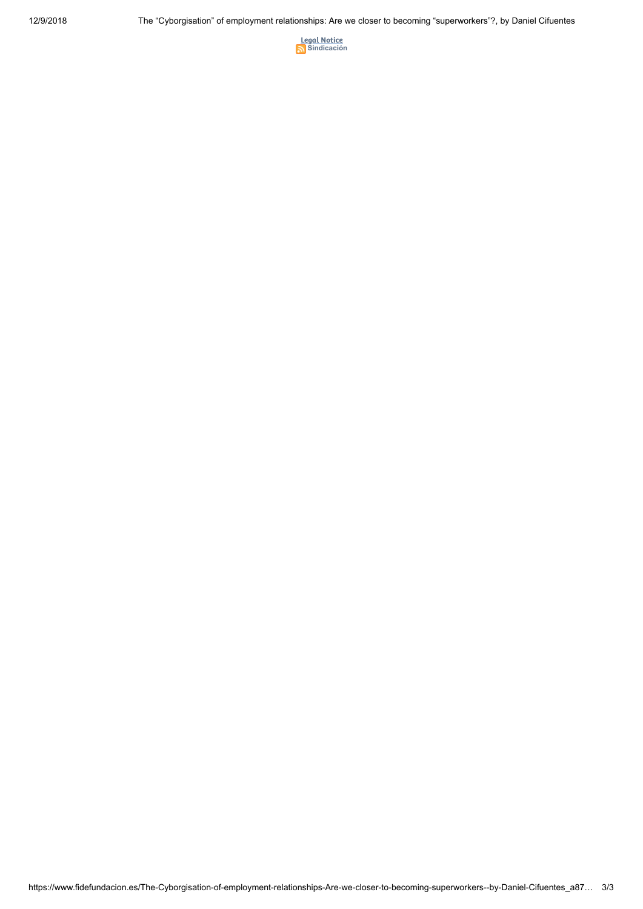Legal Notice
Sindicación